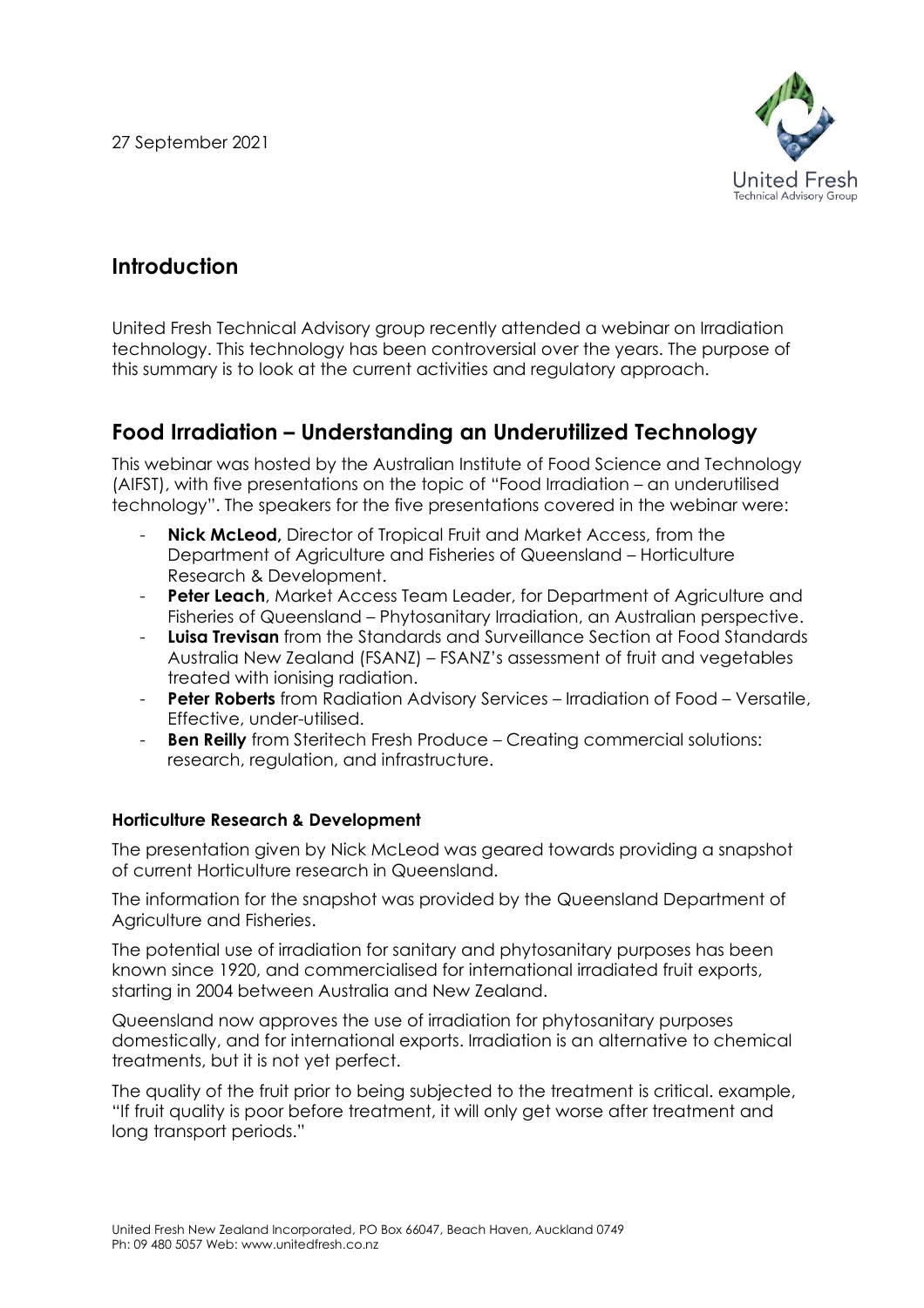27 September 2021

## Introduction

United Fresh Technical Advisory group recently attended a webinar on Irradiation technology. This technology has been controversial over the years. The purpose of this summary is to look at the current activities and regulatory approach.

## Food Irradiation – Understanding an Underutilized Technology

This webinar was hosted by the Australian Institute of Food Science and Technology (AIFST), with five presentations on the topic of "Food Irradiation – an underutilised technology". The speakers for the five presentations covered in the webinar were:

- **Nick McLeod,** Director of Tropical Fruit and Market Access, from the Department of Agriculture and Fisheries of Queensland – Horticulture Research & Development.
- **Peter Leach**, Market Access Team Leader, for Department of Agriculture and Fisheries of Queensland – Phytosanitary Irradiation, an Australian perspective.
- **Luisa Trevisan** from the Standards and Surveillance Section at Food Standards Australia New Zealand (FSANZ) – FSANZ's assessment of fruit and vegetables treated with ionising radiation.
- **Peter Roberts** from Radiation Advisory Services – Irradiation of Food – Versatile, Effective, under-utilised.
- **Ben Reilly** from Steritech Fresh Produce – Creating commercial solutions: research, regulation, and infrastructure.

#### Horticulture Research & Development

The presentation given by Nick McLeod was geared towards providing a snapshot of current Horticulture research in Queensland.

The information for the snapshot was provided by the Queensland Department of Agriculture and Fisheries.

The potential use of irradiation for sanitary and phytosanitary purposes has been known since 1920, and commercialised for international irradiated fruit exports, starting in 2004 between Australia and New Zealand.

Queensland now approves the use of irradiation for phytosanitary purposes domestically, and for international exports. Irradiation is an alternative to chemical treatments, but it is not yet perfect.

The quality of the fruit prior to being subjected to the treatment is critical. example, "If fruit quality is poor before treatment, it will only get worse after treatment and long transport periods."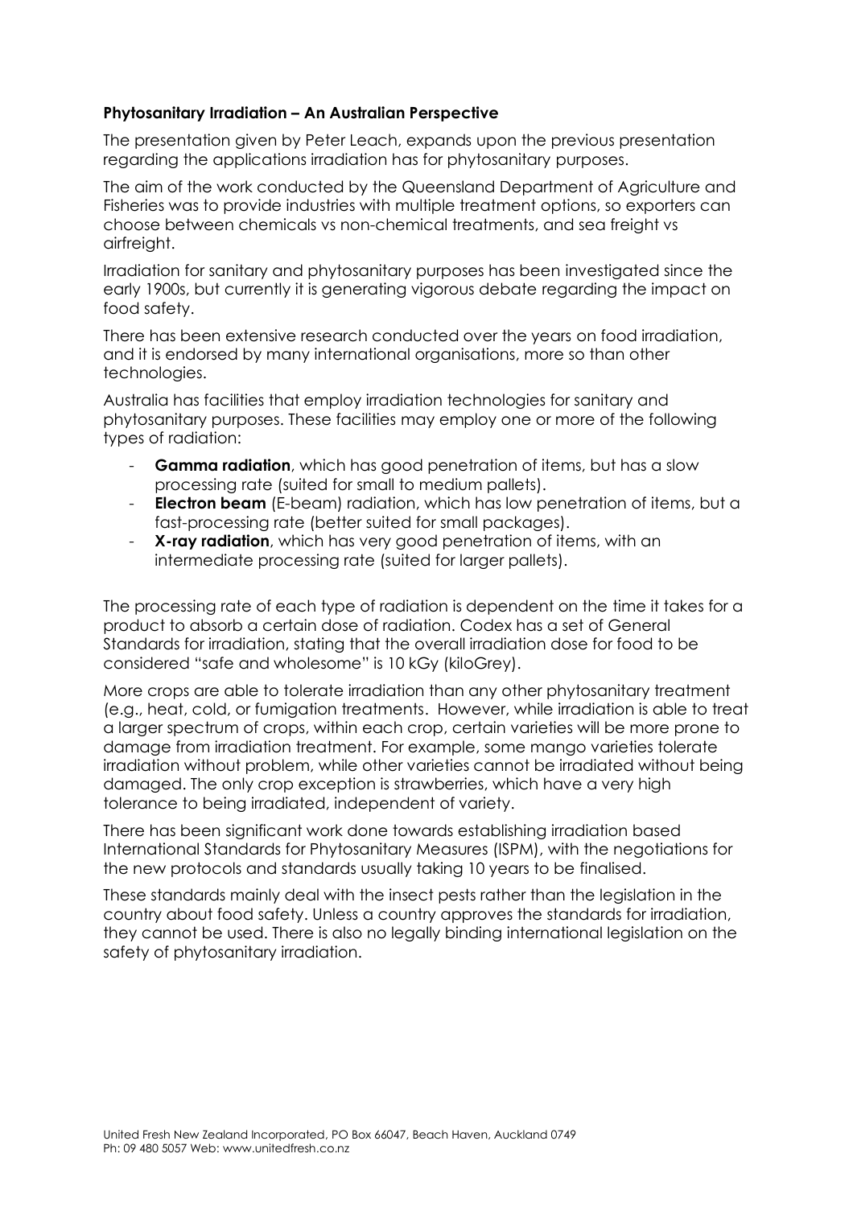**Phytosanitary Irradiation – An Australian Perspective**

The presentation given by Peter Leach, expands upon the previous presentation regarding the applications irradiation has for phytosanitary purposes.

The aim of the work conducted by the Queensland Department of Agriculture and Fisheries was to provide industries with multiple treatment options, so exporters can choose between chemicals vs non-chemical treatments, and sea freight vs airfreight.

Irradiation for sanitary and phytosanitary purposes has been investigated since the early 1900s, but currently it is generating vigorous debate regarding the impact on food safety.

There has been extensive research conducted over the years on food irradiation, and it is endorsed by many international organisations, more so than other technologies.

Australia has facilities that employ irradiation technologies for sanitary and phytosanitary purposes. These facilities may employ one or more of the following types of radiation:

- **Gamma radiation**, which has good penetration of items, but has a slow processing rate (suited for small to medium pallets).
- **Electron beam** (E-beam) radiation, which has low penetration of items, but a fast-processing rate (better suited for small packages).
- **X-ray radiation**, which has very good penetration of items, with an intermediate processing rate (suited for larger pallets).

The processing rate of each type of radiation is dependent on the time it takes for a product to absorb a certain dose of radiation. Codex has a set of General Standards for irradiation, stating that the overall irradiation dose for food to be considered "safe and wholesome" is 10 kGy (kiloGrey).

More crops are able to tolerate irradiation than any other phytosanitary treatment (e.g., heat, cold, or fumigation treatments. However, while irradiation is able to treat a larger spectrum of crops, within each crop, certain varieties will be more prone to damage from irradiation treatment. For example, some mango varieties tolerate irradiation without problem, while other varieties cannot be irradiated without being damaged. The only crop exception is strawberries, which have a very high tolerance to being irradiated, independent of variety.

There has been significant work done towards establishing irradiation based International Standards for Phytosanitary Measures (ISPM), with the negotiations for the new protocols and standards usually taking 10 years to be finalised.

These standards mainly deal with the insect pests rather than the legislation in the country about food safety. Unless a country approves the standards for irradiation, they cannot be used. There is also no legally binding international legislation on the safety of phytosanitary irradiation.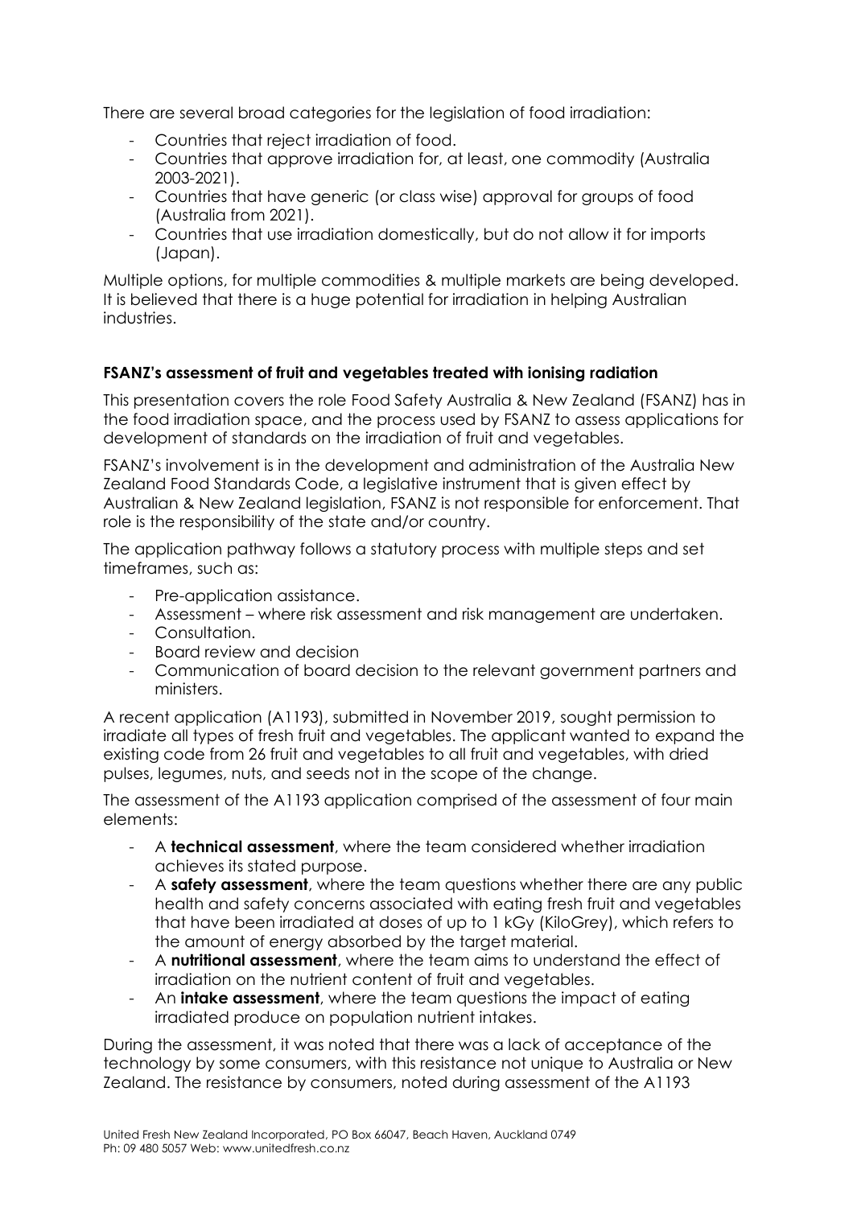There are several broad categories for the legislation of food irradiation:

- Countries that reject irradiation of food.
- Countries that approve irradiation for, at least, one commodity (Australia 2003-2021).
- Countries that have generic (or class wise) approval for groups of food (Australia from 2021).
- Countries that use irradiation domestically, but do not allow it for imports (Japan).

Multiple options, for multiple commodities & multiple markets are being developed. It is believed that there is a huge potential for irradiation in helping Australian industries.

**FSANZ's assessment of fruit and vegetables treated with ionising radiation**

This presentation covers the role Food Safety Australia & New Zealand (FSANZ) has in the food irradiation space, and the process used by FSANZ to assess applications for development of standards on the irradiation of fruit and vegetables.

FSANZ's involvement is in the development and administration of the Australia New Zealand Food Standards Code, a legislative instrument that is given effect by Australian & New Zealand legislation, FSANZ is not responsible for enforcement. That role is the responsibility of the state and/or country.

The application pathway follows a statutory process with multiple steps and set timeframes, such as:

- Pre-application assistance.
- Assessment – where risk assessment and risk management are undertaken.
- Consultation.
- Board review and decision
- Communication of board decision to the relevant government partners and ministers.

A recent application (A1193), submitted in November 2019, sought permission to irradiate all types of fresh fruit and vegetables. The applicant wanted to expand the existing code from 26 fruit and vegetables to all fruit and vegetables, with dried pulses, legumes, nuts, and seeds not in the scope of the change.

The assessment of the A1193 application comprised of the assessment of four main elements:

- A **technical assessment**, where the team considered whether irradiation achieves its stated purpose.
- A **safety assessment**, where the team questions whether there are any public health and safety concerns associated with eating fresh fruit and vegetables that have been irradiated at doses of up to 1 kGy (KiloGrey), which refers to the amount of energy absorbed by the target material.
- A **nutritional assessment**, where the team aims to understand the effect of irradiation on the nutrient content of fruit and vegetables.
- An **intake assessment**, where the team questions the impact of eating irradiated produce on population nutrient intakes.

During the assessment, it was noted that there was a lack of acceptance of the technology by some consumers, with this resistance not unique to Australia or New Zealand. The resistance by consumers, noted during assessment of the A1193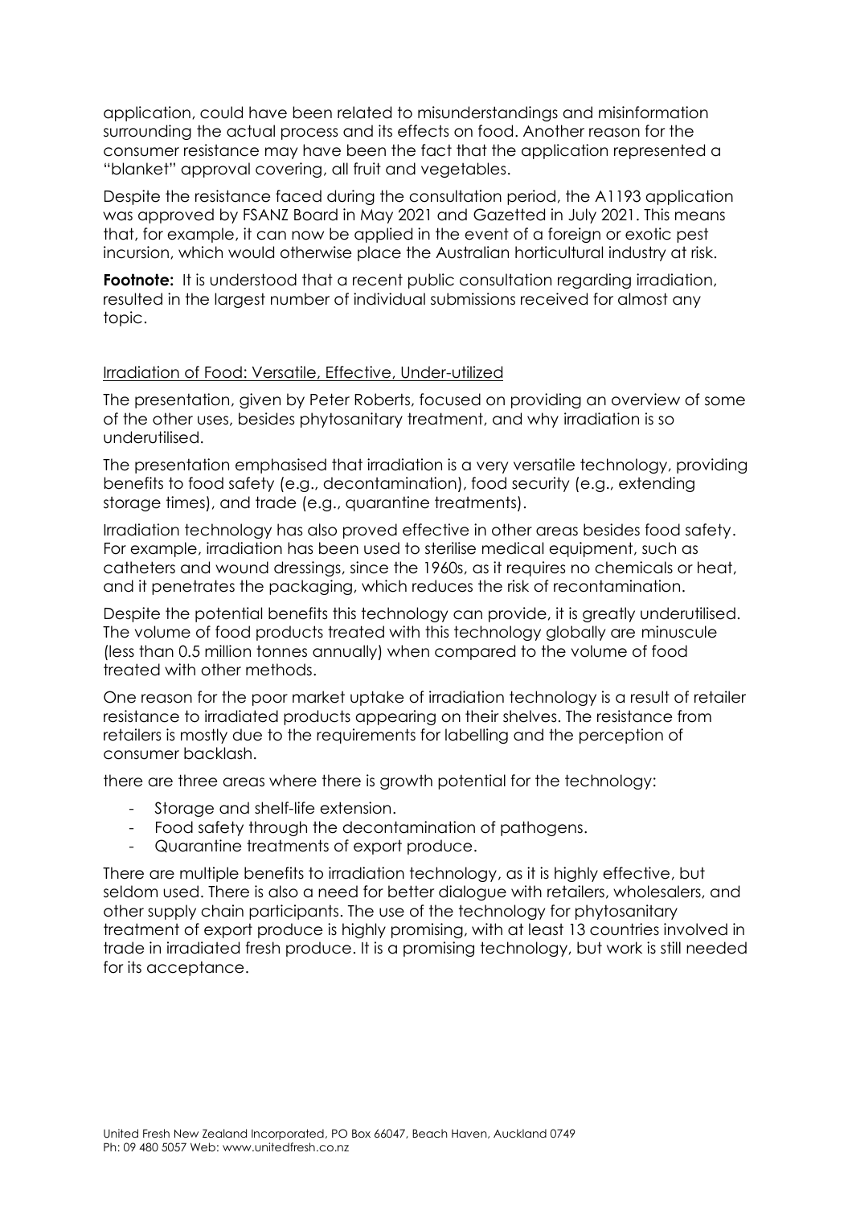application, could have been related to misunderstandings and misinformation surrounding the actual process and its effects on food. Another reason for the consumer resistance may have been the fact that the application represented a "blanket" approval covering, all fruit and vegetables.

Despite the resistance faced during the consultation period, the A1193 application was approved by FSANZ Board in May 2021 and Gazetted in July 2021. This means that, for example, it can now be applied in the event of a foreign or exotic pest incursion, which would otherwise place the Australian horticultural industry at risk.

**Footnote:** It is understood that a recent public consultation regarding irradiation, resulted in the largest number of individual submissions received for almost any topic.

<u>Irradiation of Food: Versatile, Effective, Under-utilized</u>

The presentation, given by Peter Roberts, focused on providing an overview of some of the other uses, besides phytosanitary treatment, and why irradiation is so underutilised.

The presentation emphasised that irradiation is a very versatile technology, providing benefits to food safety (e.g., decontamination), food security (e.g., extending storage times), and trade (e.g., quarantine treatments).

Irradiation technology has also proved effective in other areas besides food safety. For example, irradiation has been used to sterilise medical equipment, such as catheters and wound dressings, since the 1960s, as it requires no chemicals or heat, and it penetrates the packaging, which reduces the risk of recontamination.

Despite the potential benefits this technology can provide, it is greatly underutilised. The volume of food products treated with this technology globally are minuscule (less than 0.5 million tonnes annually) when compared to the volume of food treated with other methods.

One reason for the poor market uptake of irradiation technology is a result of retailer resistance to irradiated products appearing on their shelves. The resistance from retailers is mostly due to the requirements for labelling and the perception of consumer backlash.

there are three areas where there is growth potential for the technology:

- Storage and shelf-life extension.
- Food safety through the decontamination of pathogens.
- Quarantine treatments of export produce.

There are multiple benefits to irradiation technology, as it is highly effective, but seldom used. There is also a need for better dialogue with retailers, wholesalers, and other supply chain participants. The use of the technology for phytosanitary treatment of export produce is highly promising, with at least 13 countries involved in trade in irradiated fresh produce. It is a promising technology, but work is still needed for its acceptance.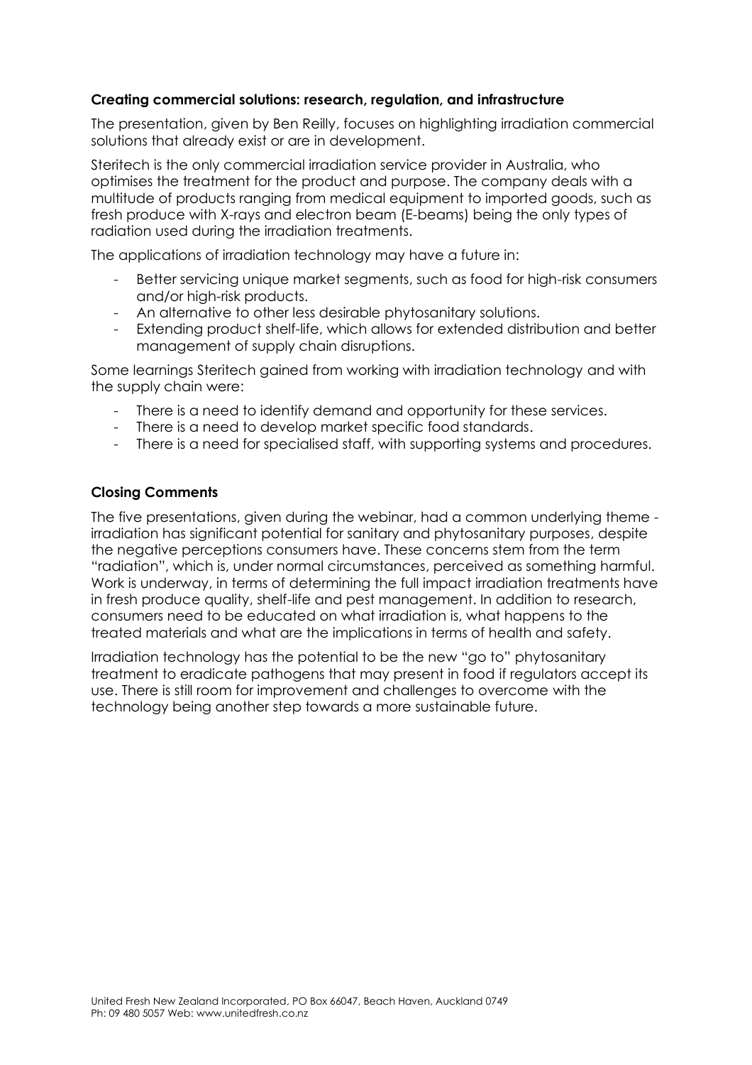**Creating commercial solutions: research, regulation, and infrastructure**

The presentation, given by Ben Reilly, focuses on highlighting irradiation commercial solutions that already exist or are in development.

Steritech is the only commercial irradiation service provider in Australia, who optimises the treatment for the product and purpose. The company deals with a multitude of products ranging from medical equipment to imported goods, such as fresh produce with X-rays and electron beam (E-beams) being the only types of radiation used during the irradiation treatments.

The applications of irradiation technology may have a future in:

- Better servicing unique market segments, such as food for high-risk consumers and/or high-risk products.
- An alternative to other less desirable phytosanitary solutions.
- Extending product shelf-life, which allows for extended distribution and better management of supply chain disruptions.

Some learnings Steritech gained from working with irradiation technology and with the supply chain were:

- There is a need to identify demand and opportunity for these services.
- There is a need to develop market specific food standards.
- There is a need for specialised staff, with supporting systems and procedures.

**Closing Comments**

The five presentations, given during the webinar, had a common underlying theme - irradiation has significant potential for sanitary and phytosanitary purposes, despite the negative perceptions consumers have. These concerns stem from the term "radiation", which is, under normal circumstances, perceived as something harmful. Work is underway, in terms of determining the full impact irradiation treatments have in fresh produce quality, shelf-life and pest management. In addition to research, consumers need to be educated on what irradiation is, what happens to the treated materials and what are the implications in terms of health and safety.

Irradiation technology has the potential to be the new "go to" phytosanitary treatment to eradicate pathogens that may present in food if regulators accept its use. There is still room for improvement and challenges to overcome with the technology being another step towards a more sustainable future.